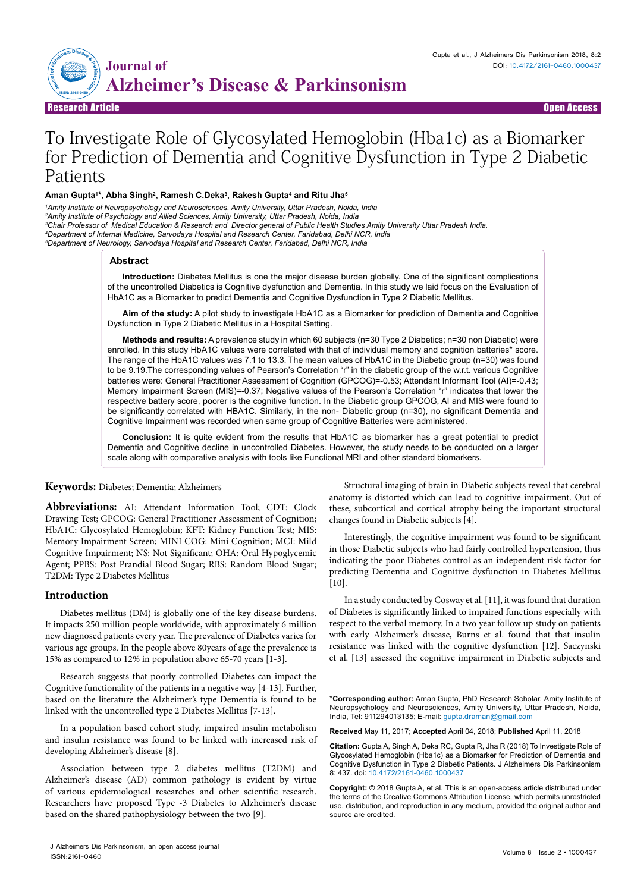Research Article | Open Access

# To Investigate Role of Glycosylated Hemoglobin (Hba1c) as a Biomarker for Prediction of Dementia and Cognitive Dysfunction in Type 2 Diabetic Patients

**Aman Gupta[1]*, Abha Singh[2], Ramesh C.Deka[3], Rakesh Gupta[4] and Ritu Jha[5]**

*[1]Amity Institute of Neuropsychology and Neurosciences, Amity University, Uttar Pradesh, Noida, India*
*[2]Amity Institute of Psychology and Allied Sciences, Amity University, Uttar Pradesh, Noida, India*
*[3]Chair Professor of Medical Education & Research and Director general of Public Health Studies Amity University Uttar Pradesh India.*
*[4]Department of Internal Medicine, Sarvodaya Hospital and Research Center, Faridabad, Delhi NCR, India*
*[5]Department of Neurology, Sarvodaya Hospital and Research Center, Faridabad, Delhi NCR, India*

## Abstract

**Introduction:** Diabetes Mellitus is one the major disease burden globally. One of the significant complications of the uncontrolled Diabetics is Cognitive dysfunction and Dementia. In this study we laid focus on the Evaluation of HbA1C as a Biomarker to predict Dementia and Cognitive Dysfunction in Type 2 Diabetic Mellitus.

**Aim of the study:** A pilot study to investigate HbA1C as a Biomarker for prediction of Dementia and Cognitive Dysfunction in Type 2 Diabetic Mellitus in a Hospital Setting.

**Methods and results:** A prevalence study in which 60 subjects (n=30 Type 2 Diabetics; n=30 non Diabetic) were enrolled. In this study HbA1C values were correlated with that of individual memory and cognition batteries* score. The range of the HbA1C values was 7.1 to 13.3. The mean values of HbA1C in the Diabetic group (n=30) was found to be 9.19.The corresponding values of Pearson's Correlation "r" in the diabetic group of the w.r.t. various Cognitive batteries were: General Practitioner Assessment of Cognition (GPCOG)=-0.53; Attendant Informant Tool (AI)=-0.43; Memory Impairment Screen (MIS)=-0.37; Negative values of the Pearson's Correlation "r" indicates that lower the respective battery score, poorer is the cognitive function. In the Diabetic group GPCOG, AI and MIS were found to be significantly correlated with HBA1C. Similarly, in the non- Diabetic group (n=30), no significant Dementia and Cognitive Impairment was recorded when same group of Cognitive Batteries were administered.

**Conclusion:** It is quite evident from the results that HbA1C as biomarker has a great potential to predict Dementia and Cognitive decline in uncontrolled Diabetes. However, the study needs to be conducted on a larger scale along with comparative analysis with tools like Functional MRI and other standard biomarkers.

**Keywords:** Diabetes; Dementia; Alzheimers

**Abbreviations:** AI: Attendant Information Tool; CDT: Clock Drawing Test; GPCOG: General Practitioner Assessment of Cognition; HbA1C: Glycosylated Hemoglobin; KFT: Kidney Function Test; MIS: Memory Impairment Screen; MINI COG: Mini Cognition; MCI: Mild Cognitive Impairment; NS: Not Significant; OHA: Oral Hypoglycemic Agent; PPBS: Post Prandial Blood Sugar; RBS: Random Blood Sugar; T2DM: Type 2 Diabetes Mellitus

## Introduction

Diabetes mellitus (DM) is globally one of the key disease burdens. It impacts 250 million people worldwide, with approximately 6 million new diagnosed patients every year. The prevalence of Diabetes varies for various age groups. In the people above 80years of age the prevalence is 15% as compared to 12% in population above 65-70 years [1-3].

Research suggests that poorly controlled Diabetes can impact the Cognitive functionality of the patients in a negative way [4-13]. Further, based on the literature the Alzheimer's type Dementia is found to be linked with the uncontrolled type 2 Diabetes Mellitus [7-13].

In a population based cohort study, impaired insulin metabolism and insulin resistance was found to be linked with increased risk of developing Alzheimer's disease [8].

Association between type 2 diabetes mellitus (T2DM) and Alzheimer's disease (AD) common pathology is evident by virtue of various epidemiological researches and other scientific research. Researchers have proposed Type -3 Diabetes to Alzheimer's disease based on the shared pathophysiology between the two [9].

Structural imaging of brain in Diabetic subjects reveal that cerebral anatomy is distorted which can lead to cognitive impairment. Out of these, subcortical and cortical atrophy being the important structural changes found in Diabetic subjects [4].

Interestingly, the cognitive impairment was found to be significant in those Diabetic subjects who had fairly controlled hypertension, thus indicating the poor Diabetes control as an independent risk factor for predicting Dementia and Cognitive dysfunction in Diabetes Mellitus [10].

In a study conducted by Cosway et al. [11], it was found that duration of Diabetes is significantly linked to impaired functions especially with respect to the verbal memory. In a two year follow up study on patients with early Alzheimer's disease, Burns et al. found that that insulin resistance was linked with the cognitive dysfunction [12]. Saczynski et al. [13] assessed the cognitive impairment in Diabetic subjects and

**\*Corresponding author:** Aman Gupta, PhD Research Scholar, Amity Institute of Neuropsychology and Neurosciences, Amity University, Uttar Pradesh, Noida, India, Tel: 911294013135; E-mail: gupta.draman@gmail.com

**Received** May 11, 2017; **Accepted** April 04, 2018; **Published** April 11, 2018

**Citation:** Gupta A, Singh A, Deka RC, Gupta R, Jha R (2018) To Investigate Role of Glycosylated Hemoglobin (Hba1c) as a Biomarker for Prediction of Dementia and Cognitive Dysfunction in Type 2 Diabetic Patients. J Alzheimers Dis Parkinsonism 8: 437. doi: 10.4172/2161-0460.1000437

**Copyright:** © 2018 Gupta A, et al. This is an open-access article distributed under the terms of the Creative Commons Attribution License, which permits unrestricted use, distribution, and reproduction in any medium, provided the original author and source are credited.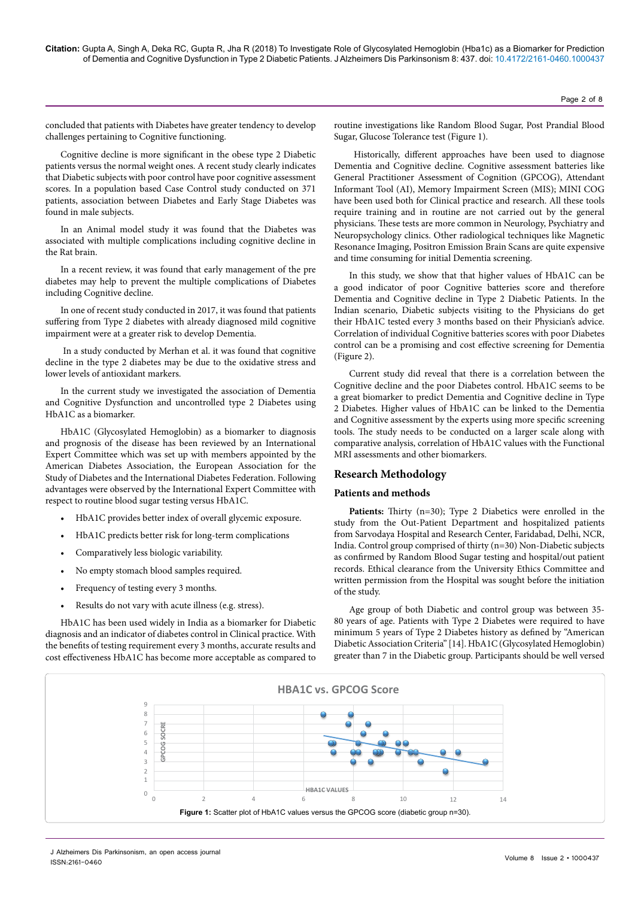concluded that patients with Diabetes have greater tendency to develop challenges pertaining to Cognitive functioning.

Cognitive decline is more significant in the obese type 2 Diabetic patients versus the normal weight ones. A recent study clearly indicates that Diabetic subjects with poor control have poor cognitive assessment scores. In a population based Case Control study conducted on 371 patients, association between Diabetes and Early Stage Diabetes was found in male subjects.

In an Animal model study it was found that the Diabetes was associated with multiple complications including cognitive decline in the Rat brain.

In a recent review, it was found that early management of the pre diabetes may help to prevent the multiple complications of Diabetes including Cognitive decline.

In one of recent study conducted in 2017, it was found that patients suffering from Type 2 diabetes with already diagnosed mild cognitive impairment were at a greater risk to develop Dementia.

In a study conducted by Merhan et al. it was found that cognitive decline in the type 2 diabetes may be due to the oxidative stress and lower levels of antioxidant markers.

In the current study we investigated the association of Dementia and Cognitive Dysfunction and uncontrolled type 2 Diabetes using HbA1C as a biomarker.

HbA1C (Glycosylated Hemoglobin) as a biomarker to diagnosis and prognosis of the disease has been reviewed by an International Expert Committee which was set up with members appointed by the American Diabetes Association, the European Association for the Study of Diabetes and the International Diabetes Federation. Following advantages were observed by the International Expert Committee with respect to routine blood sugar testing versus HbA1C.

- HbA1C provides better index of overall glycemic exposure.
- HbA1C predicts better risk for long-term complications
- Comparatively less biologic variability.
- No empty stomach blood samples required.
- Frequency of testing every 3 months.
- Results do not vary with acute illness (e.g. stress).

HbA1C has been used widely in India as a biomarker for Diabetic diagnosis and an indicator of diabetes control in Clinical practice. With the benefits of testing requirement every 3 months, accurate results and cost effectiveness HbA1C has become more acceptable as compared to routine investigations like Random Blood Sugar, Post Prandial Blood Sugar, Glucose Tolerance test (Figure 1).

Historically, different approaches have been used to diagnose Dementia and Cognitive decline. Cognitive assessment batteries like General Practitioner Assessment of Cognition (GPCOG), Attendant Informant Tool (AI), Memory Impairment Screen (MIS); MINI COG have been used both for Clinical practice and research. All these tools require training and in routine are not carried out by the general physicians. These tests are more common in Neurology, Psychiatry and Neuropsychology clinics. Other radiological techniques like Magnetic Resonance Imaging, Positron Emission Brain Scans are quite expensive and time consuming for initial Dementia screening.

In this study, we show that that higher values of HbA1C can be a good indicator of poor Cognitive batteries score and therefore Dementia and Cognitive decline in Type 2 Diabetic Patients. In the Indian scenario, Diabetic subjects visiting to the Physicians do get their HbA1C tested every 3 months based on their Physician's advice. Correlation of individual Cognitive batteries scores with poor Diabetes control can be a promising and cost effective screening for Dementia (Figure 2).

Current study did reveal that there is a correlation between the Cognitive decline and the poor Diabetes control. HbA1C seems to be a great biomarker to predict Dementia and Cognitive decline in Type 2 Diabetes. Higher values of HbA1C can be linked to the Dementia and Cognitive assessment by the experts using more specific screening tools. The study needs to be conducted on a larger scale along with comparative analysis, correlation of HbA1C values with the Functional MRI assessments and other biomarkers.

## Research Methodology

### Patients and methods

**Patients:** Thirty (n=30); Type 2 Diabetics were enrolled in the study from the Out-Patient Department and hospitalized patients from Sarvodaya Hospital and Research Center, Faridabad, Delhi, NCR, India. Control group comprised of thirty (n=30) Non-Diabetic subjects as confirmed by Random Blood Sugar testing and hospital/out patient records. Ethical clearance from the University Ethics Committee and written permission from the Hospital was sought before the initiation of the study.

Age group of both Diabetic and control group was between 35-80 years of age. Patients with Type 2 Diabetes were required to have minimum 5 years of Type 2 Diabetes history as defined by "American Diabetic Association Criteria" [14]. HbA1C (Glycosylated Hemoglobin) greater than 7 in the Diabetic group. Participants should be well versed

**Figure 1:** Scatter plot of HbA1C values versus the GPCOG score (diabetic group n=30).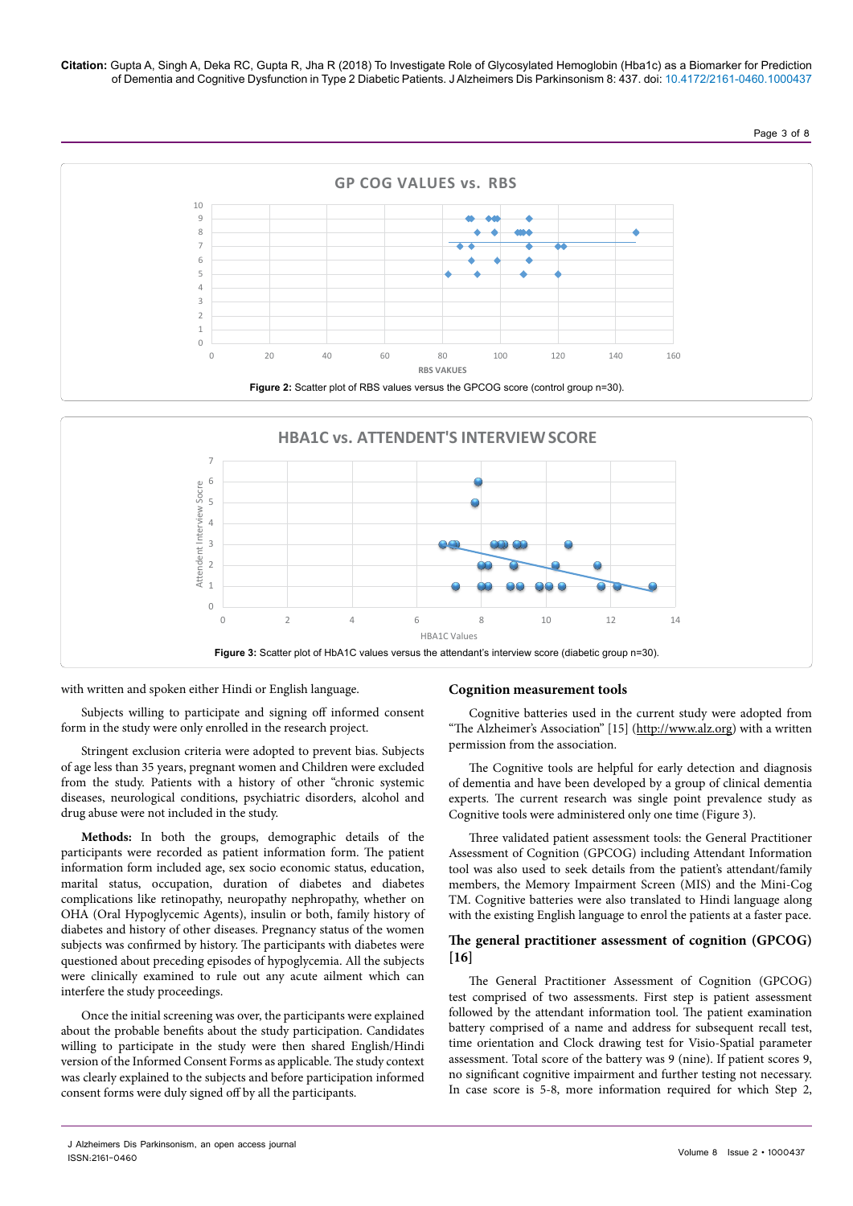GP COG VALUES vs. RBS

10
9
8
7
6
5
4
3
2
1
0

0 20 40 60 80 100 120 140 160

RBS VAKUES

**Figure 2:** Scatter plot of RBS values versus the GPCOG score (control group n=30).

HBA1C vs. ATTENDENT'S INTERVIEW SCORE

Attendent Interview Socre

7
6
5
4
3
2
1
0

0 2 4 6 8 10 12 14

HBA1C Values

**Figure 3:** Scatter plot of HbA1C values versus the attendant's interview score (diabetic group n=30).

with written and spoken either Hindi or English language.

Subjects willing to participate and signing off informed consent form in the study were only enrolled in the research project.

Stringent exclusion criteria were adopted to prevent bias. Subjects of age less than 35 years, pregnant women and Children were excluded from the study. Patients with a history of other "chronic systemic diseases, neurological conditions, psychiatric disorders, alcohol and drug abuse were not included in the study.

**Methods:** In both the groups, demographic details of the participants were recorded as patient information form. The patient information form included age, sex socio economic status, education, marital status, occupation, duration of diabetes and diabetes complications like retinopathy, neuropathy nephropathy, whether on OHA (Oral Hypoglycemic Agents), insulin or both, family history of diabetes and history of other diseases. Pregnancy status of the women subjects was confirmed by history. The participants with diabetes were questioned about preceding episodes of hypoglycemia. All the subjects were clinically examined to rule out any acute ailment which can interfere the study proceedings.

Once the initial screening was over, the participants were explained about the probable benefits about the study participation. Candidates willing to participate in the study were then shared English/Hindi version of the Informed Consent Forms as applicable. The study context was clearly explained to the subjects and before participation informed consent forms were duly signed off by all the participants.

## Cognition measurement tools

Cognitive batteries used in the current study were adopted from "The Alzheimer's Association" [15] (http://www.alz.org) with a written permission from the association.

The Cognitive tools are helpful for early detection and diagnosis of dementia and have been developed by a group of clinical dementia experts. The current research was single point prevalence study as Cognitive tools were administered only one time (Figure 3).

Three validated patient assessment tools: the General Practitioner Assessment of Cognition (GPCOG) including Attendant Information tool was also used to seek details from the patient's attendant/family members, the Memory Impairment Screen (MIS) and the Mini-Cog TM. Cognitive batteries were also translated to Hindi language along with the existing English language to enrol the patients at a faster pace.

## The general practitioner assessment of cognition (GPCOG) [16]

The General Practitioner Assessment of Cognition (GPCOG) test comprised of two assessments. First step is patient assessment followed by the attendant information tool. The patient examination battery comprised of a name and address for subsequent recall test, time orientation and Clock drawing test for Visio-Spatial parameter assessment. Total score of the battery was 9 (nine). If patient scores 9, no significant cognitive impairment and further testing not necessary. In case score is 5-8, more information required for which Step 2,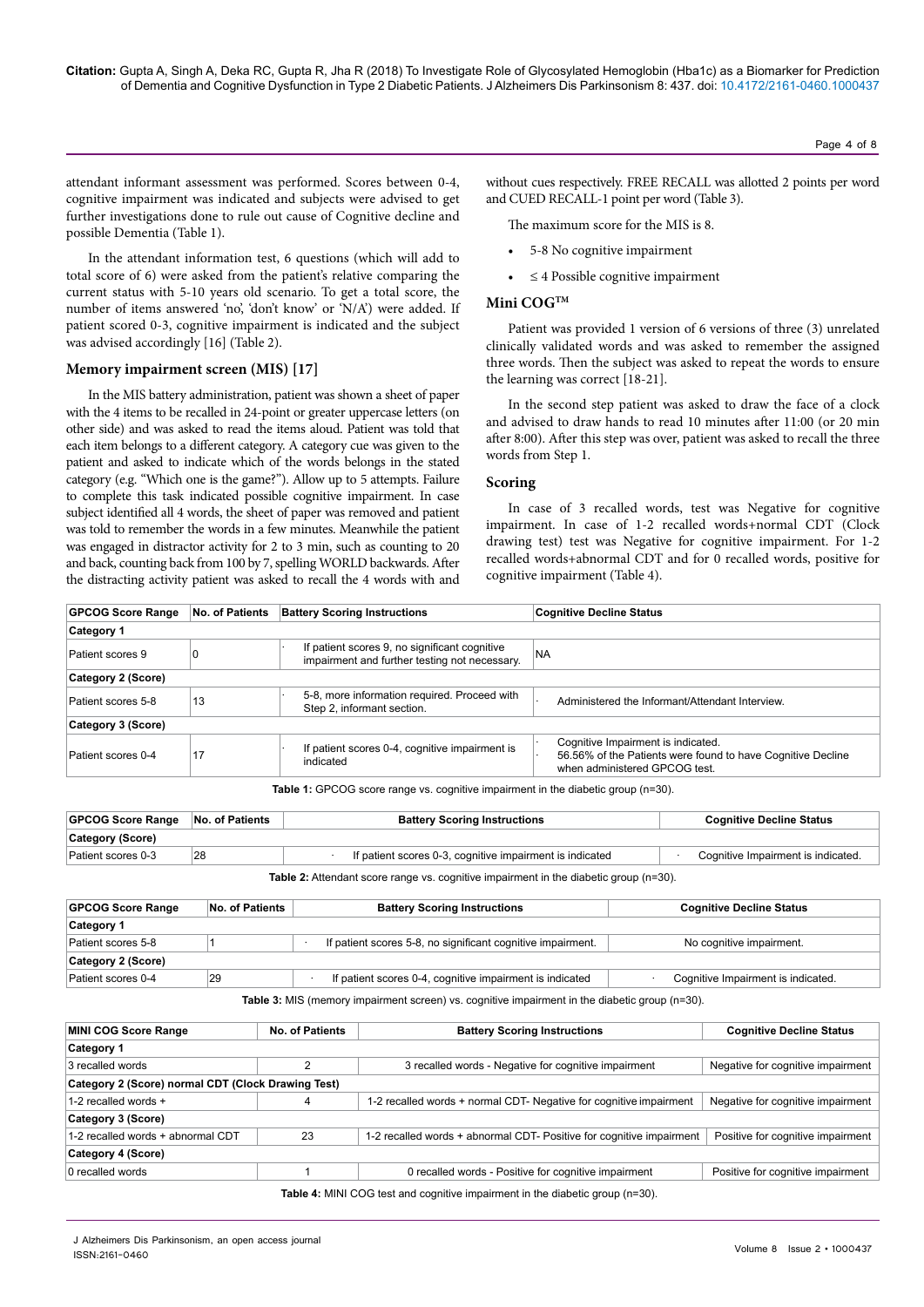attendant informant assessment was performed. Scores between 0-4, cognitive impairment was indicated and subjects were advised to get further investigations done to rule out cause of Cognitive decline and possible Dementia (Table 1).

In the attendant information test, 6 questions (which will add to total score of 6) were asked from the patient's relative comparing the current status with 5-10 years old scenario. To get a total score, the number of items answered 'no', 'don't know' or 'N/A') were added. If patient scored 0-3, cognitive impairment is indicated and the subject was advised accordingly [16] (Table 2).

### Memory impairment screen (MIS) [17]

In the MIS battery administration, patient was shown a sheet of paper with the 4 items to be recalled in 24-point or greater uppercase letters (on other side) and was asked to read the items aloud. Patient was told that each item belongs to a different category. A category cue was given to the patient and asked to indicate which of the words belongs in the stated category (e.g. "Which one is the game?"). Allow up to 5 attempts. Failure to complete this task indicated possible cognitive impairment. In case subject identified all 4 words, the sheet of paper was removed and patient was told to remember the words in a few minutes. Meanwhile the patient was engaged in distractor activity for 2 to 3 min, such as counting to 20 and back, counting back from 100 by 7, spelling WORLD backwards. After the distracting activity patient was asked to recall the 4 words with and without cues respectively. FREE RECALL was allotted 2 points per word and CUED RECALL-1 point per word (Table 3).

The maximum score for the MIS is 8.

- 5-8 No cognitive impairment
- ≤ 4 Possible cognitive impairment

### Mini COG™

Patient was provided 1 version of 6 versions of three (3) unrelated clinically validated words and was asked to remember the assigned three words. Then the subject was asked to repeat the words to ensure the learning was correct [18-21].

In the second step patient was asked to draw the face of a clock and advised to draw hands to read 10 minutes after 11:00 (or 20 min after 8:00). After this step was over, patient was asked to recall the three words from Step 1.

### Scoring

In case of 3 recalled words, test was Negative for cognitive impairment. In case of 1-2 recalled words+normal CDT (Clock drawing test) test was Negative for cognitive impairment. For 1-2 recalled words+abnormal CDT and for 0 recalled words, positive for cognitive impairment (Table 4).

| GPCOG Score Range | No. of Patients | Battery Scoring Instructions | Cognitive Decline Status |
|---|---|---|---|
| **Category 1** | | | |
| Patient scores 9 | 0 | · If patient scores 9, no significant cognitive impairment and further testing not necessary. | NA |
| **Category 2 (Score)** | | | |
| Patient scores 5-8 | 13 | · 5-8, more information required. Proceed with Step 2, informant section. | · Administered the Informant/Attendant Interview. |
| **Category 3 (Score)** | | | |
| Patient scores 0-4 | 17 | · If patient scores 0-4, cognitive impairment is indicated | · Cognitive Impairment is indicated. · 56.56% of the Patients were found to have Cognitive Decline when administered GPCOG test. |

**Table 1:** GPCOG score range vs. cognitive impairment in the diabetic group (n=30).

| GPCOG Score Range | No. of Patients | Battery Scoring Instructions | Cognitive Decline Status |
|---|---|---|---|
| **Category (Score)** | | | |
| Patient scores 0-3 | 28 | · If patient scores 0-3, cognitive impairment is indicated | · Cognitive Impairment is indicated. |

**Table 2:** Attendant score range vs. cognitive impairment in the diabetic group (n=30).

| GPCOG Score Range | No. of Patients | Battery Scoring Instructions | Cognitive Decline Status |
|---|---|---|---|
| **Category 1** | | | |
| Patient scores 5-8 | 1 | · If patient scores 5-8, no significant cognitive impairment. | No cognitive impairment. |
| **Category 2 (Score)** | | | |
| Patient scores 0-4 | 29 | · If patient scores 0-4, cognitive impairment is indicated | · Cognitive Impairment is indicated. |

**Table 3:** MIS (memory impairment screen) vs. cognitive impairment in the diabetic group (n=30).

| MINI COG Score Range | No. of Patients | Battery Scoring Instructions | Cognitive Decline Status |
|---|---|---|---|
| **Category 1** | | | |
| 3 recalled words | 2 | 3 recalled words - Negative for cognitive impairment | Negative for cognitive impairment |
| **Category 2 (Score) normal CDT (Clock Drawing Test)** | | | |
| 1-2 recalled words + | 4 | 1-2 recalled words + normal CDT- Negative for cognitive impairment | Negative for cognitive impairment |
| **Category 3 (Score)** | | | |
| 1-2 recalled words + abnormal CDT | 23 | 1-2 recalled words + abnormal CDT- Positive for cognitive impairment | Positive for cognitive impairment |
| **Category 4 (Score)** | | | |
| 0 recalled words | 1 | 0 recalled words - Positive for cognitive impairment | Positive for cognitive impairment |

**Table 4:** MINI COG test and cognitive impairment in the diabetic group (n=30).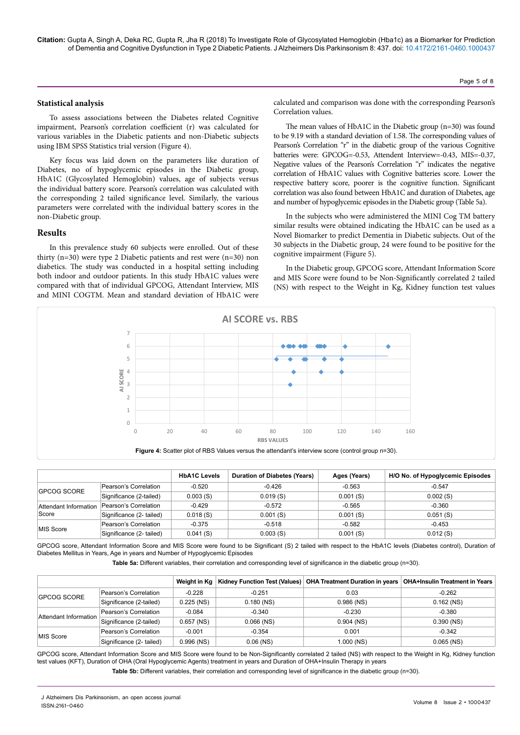## Statistical analysis

To assess associations between the Diabetes related Cognitive impairment, Pearson's correlation coefficient (r) was calculated for various variables in the Diabetic patients and non-Diabetic subjects using IBM SPSS Statistics trial version (Figure 4).

Key focus was laid down on the parameters like duration of Diabetes, no of hypoglycemic episodes in the Diabetic group, HbA1C (Glycosylated Hemoglobin) values, age of subjects versus the individual battery score. Pearson's correlation was calculated with the corresponding 2 tailed significance level. Similarly, the various parameters were correlated with the individual battery scores in the non-Diabetic group.

## Results

In this prevalence study 60 subjects were enrolled. Out of these thirty (n=30) were type 2 Diabetic patients and rest were (n=30) non diabetics. The study was conducted in a hospital setting including both indoor and outdoor patients. In this study HbA1C values were compared with that of individual GPCOG, Attendant Interview, MIS and MINI COGTM. Mean and standard deviation of HbA1C were calculated and comparison was done with the corresponding Pearson's Correlation values.

The mean values of HbA1C in the Diabetic group (n=30) was found to be 9.19 with a standard deviation of 1.58. The corresponding values of Pearson's Correlation "r" in the diabetic group of the various Cognitive batteries were: GPCOG=-0.53, Attendent Interview=-0.43, MIS=-0.37, Negative values of the Pearson's Correlation "r" indicates the negative correlation of HbA1C values with Cognitive batteries score. Lower the respective battery score, poorer is the cognitive function. Significant correlation was also found between HbA1C and duration of Diabetes, age and number of hypoglycemic episodes in the Diabetic group (Table 5a).

In the subjects who were administered the MINI Cog TM battery similar results were obtained indicating the HbA1C can be used as a Novel Biomarker to predict Dementia in Diabetic subjects. Out of the 30 subjects in the Diabetic group, 24 were found to be positive for the cognitive impairment (Figure 5).

In the Diabetic group, GPCOG score, Attendant Information Score and MIS Score were found to be Non-Significantly correlated 2 tailed (NS) with respect to the Weight in Kg, Kidney function test values

**Figure 4:** Scatter plot of RBS Values versus the attendant's interview score (control group n=30).

| | | HbA1C Levels | Duration of Diabetes (Years) | Ages (Years) | H/O No. of Hypoglycemic Episodes |
|---|---|---|---|---|---|
| GPCOG SCORE | Pearson's Correlation | -0.520 | -0.426 | -0.563 | -0.547 |
| | Significance (2-tailed) | 0.003 (S) | 0.019 (S) | 0.001 (S) | 0.002 (S) |
| Attendant Information Score | Pearson's Correlation | -0.429 | -0.572 | -0.565 | -0.360 |
| | Significance (2- tailed) | 0.018 (S) | 0.001 (S) | 0.001 (S) | 0.051 (S) |
| MIS Score | Pearson's Correlation | -0.375 | -0.518 | -0.582 | -0.453 |
| | Significance (2- tailed) | 0.041 (S) | 0.003 (S) | 0.001 (S) | 0.012 (S) |

GPCOG score, Attendant Information Score and MIS Score were found to be Significant (S) 2 tailed with respect to the HbA1C levels (Diabetes control), Duration of Diabetes Mellitus in Years, Age in years and Number of Hypoglycemic Episodes

**Table 5a:** Different variables, their correlation and corresponding level of significance in the diabetic group (n=30).

| | | Weight in Kg | Kidney Function Test (Values) | OHA Treatment Duration in years | OHA+Insulin Treatment in Years |
|---|---|---|---|---|---|
| GPCOG SCORE | Pearson's Correlation | -0.228 | -0.251 | 0.03 | -0.262 |
| | Significance (2-tailed) | 0.225 (NS) | 0.180 (NS) | 0.986 (NS) | 0.162 (NS) |
| Attendant Information | Pearson's Correlation | -0.084 | -0.340 | -0.230 | -0.380 |
| | Significance (2-tailed) | 0.657 (NS) | 0.066 (NS) | 0.904 (NS) | 0.390 (NS) |
| MIS Score | Pearson's Correlation | -0.001 | -0.354 | 0.001 | -0.342 |
| | Significance (2- tailed) | 0.996 (NS) | 0.06 (NS) | 1.000 (NS) | 0.065 (NS) |

GPCOG score, Attendant Information Score and MIS Score were found to be Non-Significantly correlated 2 tailed (NS) with respect to the Weight in Kg, Kidney function test values (KFT), Duration of OHA (Oral Hypoglycemic Agents) treatment in years and Duration of OHA+Insulin Therapy in years

**Table 5b:** Different variables, their correlation and corresponding level of significance in the diabetic group (n=30).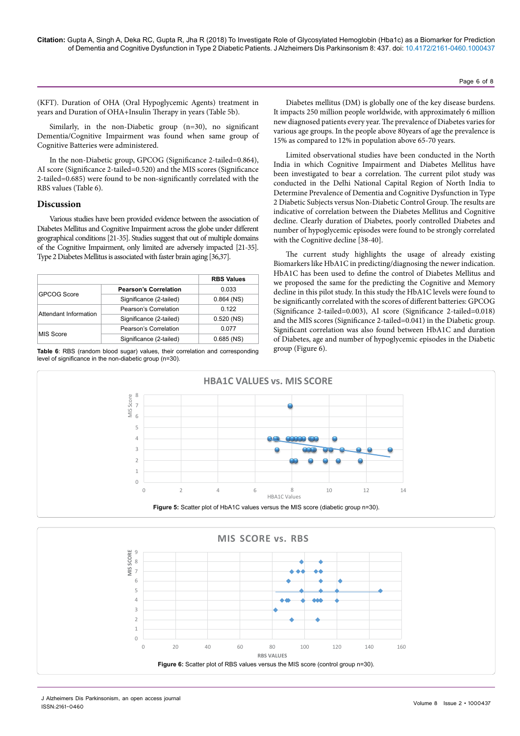(KFT). Duration of OHA (Oral Hypoglycemic Agents) treatment in years and Duration of OHA+Insulin Therapy in years (Table 5b).

Similarly, in the non-Diabetic group (n=30), no significant Dementia/Cognitive Impairment was found when same group of Cognitive Batteries were administered.

In the non-Diabetic group, GPCOG (Significance 2-tailed=0.864), AI score (Significance 2-tailed=0.520) and the MIS scores (Significance 2-tailed=0.685) were found to be non-significantly correlated with the RBS values (Table 6).

## Discussion

Various studies have been provided evidence between the association of Diabetes Mellitus and Cognitive Impairment across the globe under different geographical conditions [21-35]. Studies suggest that out of multiple domains of the Cognitive Impairment, only limited are adversely impacted [21-35]. Type 2 Diabetes Mellitus is associated with faster brain aging [36,37].

| | | RBS Values |
|---|---|---|
| GPCOG Score | Pearson's Correlation | 0.033 |
| | Significance (2-tailed) | 0.864 (NS) |
| Attendant Information | Pearson's Correlation | 0.122 |
| | Significance (2-tailed) | 0.520 (NS) |
| MIS Score | Pearson's Correlation | 0.077 |
| | Significance (2-tailed) | 0.685 (NS) |

**Table 6**: RBS (random blood sugar) values, their correlation and corresponding level of significance in the non-diabetic group (n=30).

Diabetes mellitus (DM) is globally one of the key disease burdens. It impacts 250 million people worldwide, with approximately 6 million new diagnosed patients every year. The prevalence of Diabetes varies for various age groups. In the people above 80years of age the prevalence is 15% as compared to 12% in population above 65-70 years.

Limited observational studies have been conducted in the North India in which Cognitive Impairment and Diabetes Mellitus have been investigated to bear a correlation. The current pilot study was conducted in the Delhi National Capital Region of North India to Determine Prevalence of Dementia and Cognitive Dysfunction in Type 2 Diabetic Subjects versus Non-Diabetic Control Group. The results are indicative of correlation between the Diabetes Mellitus and Cognitive decline. Clearly duration of Diabetes, poorly controlled Diabetes and number of hypoglycemic episodes were found to be strongly correlated with the Cognitive decline [38-40].

The current study highlights the usage of already existing Biomarkers like HbA1C in predicting/diagnosing the newer indication. HbA1C has been used to define the control of Diabetes Mellitus and we proposed the same for the predicting the Cognitive and Memory decline in this pilot study. In this study the HbA1C levels were found to be significantly correlated with the scores of different batteries: GPCOG (Significance 2-tailed=0.003), AI score (Significance 2-tailed=0.018) and the MIS scores (Significance 2-tailed=0.041) in the Diabetic group. Significant correlation was also found between HbA1C and duration of Diabetes, age and number of hypoglycemic episodes in the Diabetic group (Figure 6).

**Figure 5:** Scatter plot of HbA1C values versus the MIS score (diabetic group n=30).

**Figure 6:** Scatter plot of RBS values versus the MIS score (control group n=30).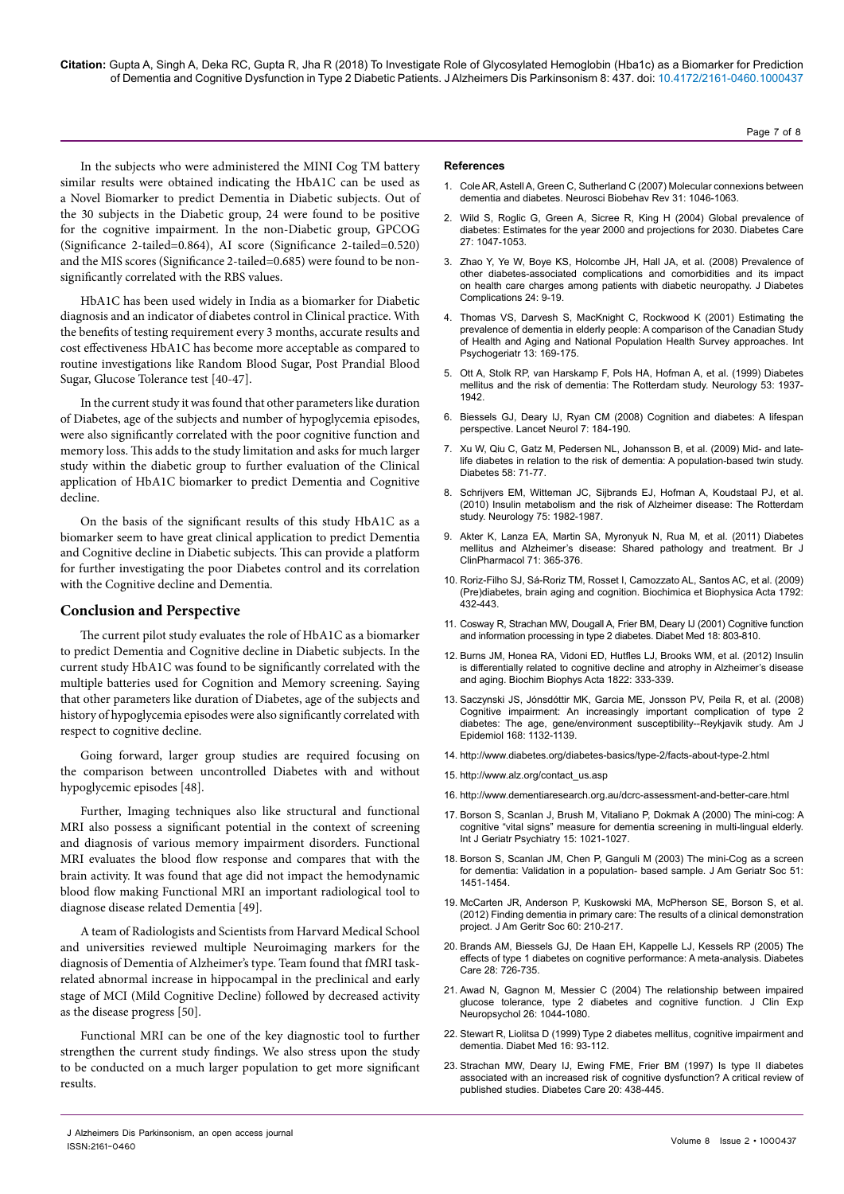In the subjects who were administered the MINI Cog TM battery similar results were obtained indicating the HbA1C can be used as a Novel Biomarker to predict Dementia in Diabetic subjects. Out of the 30 subjects in the Diabetic group, 24 were found to be positive for the cognitive impairment. In the non-Diabetic group, GPCOG (Significance 2-tailed=0.864), AI score (Significance 2-tailed=0.520) and the MIS scores (Significance 2-tailed=0.685) were found to be non-significantly correlated with the RBS values.

HbA1C has been used widely in India as a biomarker for Diabetic diagnosis and an indicator of diabetes control in Clinical practice. With the benefits of testing requirement every 3 months, accurate results and cost effectiveness HbA1C has become more acceptable as compared to routine investigations like Random Blood Sugar, Post Prandial Blood Sugar, Glucose Tolerance test [40-47].

In the current study it was found that other parameters like duration of Diabetes, age of the subjects and number of hypoglycemia episodes, were also significantly correlated with the poor cognitive function and memory loss. This adds to the study limitation and asks for much larger study within the diabetic group to further evaluation of the Clinical application of HbA1C biomarker to predict Dementia and Cognitive decline.

On the basis of the significant results of this study HbA1C as a biomarker seem to have great clinical application to predict Dementia and Cognitive decline in Diabetic subjects. This can provide a platform for further investigating the poor Diabetes control and its correlation with the Cognitive decline and Dementia.

## Conclusion and Perspective

The current pilot study evaluates the role of HbA1C as a biomarker to predict Dementia and Cognitive decline in Diabetic subjects. In the current study HbA1C was found to be significantly correlated with the multiple batteries used for Cognition and Memory screening. Saying that other parameters like duration of Diabetes, age of the subjects and history of hypoglycemia episodes were also significantly correlated with respect to cognitive decline.

Going forward, larger group studies are required focusing on the comparison between uncontrolled Diabetes with and without hypoglycemic episodes [48].

Further, Imaging techniques also like structural and functional MRI also possess a significant potential in the context of screening and diagnosis of various memory impairment disorders. Functional MRI evaluates the blood flow response and compares that with the brain activity. It was found that age did not impact the hemodynamic blood flow making Functional MRI an important radiological tool to diagnose disease related Dementia [49].

A team of Radiologists and Scientists from Harvard Medical School and universities reviewed multiple Neuroimaging markers for the diagnosis of Dementia of Alzheimer's type. Team found that fMRI task-related abnormal increase in hippocampal in the preclinical and early stage of MCI (Mild Cognitive Decline) followed by decreased activity as the disease progress [50].

Functional MRI can be one of the key diagnostic tool to further strengthen the current study findings. We also stress upon the study to be conducted on a much larger population to get more significant results.

### References

1. Cole AR, Astell A, Green C, Sutherland C (2007) Molecular connexions between dementia and diabetes. Neurosci Biobehav Rev 31: 1046-1063.
2. Wild S, Roglic G, Green A, Sicree R, King H (2004) Global prevalence of diabetes: Estimates for the year 2000 and projections for 2030. Diabetes Care 27: 1047-1053.
3. Zhao Y, Ye W, Boye KS, Holcombe JH, Hall JA, et al. (2008) Prevalence of other diabetes-associated complications and comorbidities and its impact on health care charges among patients with diabetic neuropathy. J Diabetes Complications 24: 9-19.
4. Thomas VS, Darvesh S, MacKnight C, Rockwood K (2001) Estimating the prevalence of dementia in elderly people: A comparison of the Canadian Study of Health and Aging and National Population Health Survey approaches. Int Psychogeriatr 13: 169-175.
5. Ott A, Stolk RP, van Harskamp F, Pols HA, Hofman A, et al. (1999) Diabetes mellitus and the risk of dementia: The Rotterdam study. Neurology 53: 1937-1942.
6. Biessels GJ, Deary IJ, Ryan CM (2008) Cognition and diabetes: A lifespan perspective. Lancet Neurol 7: 184-190.
7. Xu W, Qiu C, Gatz M, Pedersen NL, Johansson B, et al. (2009) Mid- and late-life diabetes in relation to the risk of dementia: A population-based twin study. Diabetes 58: 71-77.
8. Schrijvers EM, Witteman JC, Sijbrands EJ, Hofman A, Koudstaal PJ, et al. (2010) Insulin metabolism and the risk of Alzheimer disease: The Rotterdam study. Neurology 75: 1982-1987.
9. Akter K, Lanza EA, Martin SA, Myronyuk N, Rua M, et al. (2011) Diabetes mellitus and Alzheimer's disease: Shared pathology and treatment. Br J ClinPharmacol 71: 365-376.
10. Roriz-Filho SJ, Sá-Roriz TM, Rosset I, Camozzato AL, Santos AC, et al. (2009) (Pre)diabetes, brain aging and cognition. Biochimica et Biophysica Acta 1792: 432-443.
11. Cosway R, Strachan MW, Dougall A, Frier BM, Deary IJ (2001) Cognitive function and information processing in type 2 diabetes. Diabet Med 18: 803-810.
12. Burns JM, Honea RA, Vidoni ED, Hutfles LJ, Brooks WM, et al. (2012) Insulin is differentially related to cognitive decline and atrophy in Alzheimer's disease and aging. Biochim Biophys Acta 1822: 333-339.
13. Saczynski JS, Jónsdóttir MK, Garcia ME, Jonsson PV, Peila R, et al. (2008) Cognitive impairment: An increasingly important complication of type 2 diabetes: The age, gene/environment susceptibility--Reykjavik study. Am J Epidemiol 168: 1132-1139.
14. http://www.diabetes.org/diabetes-basics/type-2/facts-about-type-2.html
15. http://www.alz.org/contact_us.asp
16. http://www.dementiaresearch.org.au/dcrc-assessment-and-better-care.html
17. Borson S, Scanlan J, Brush M, Vitaliano P, Dokmak A (2000) The mini-cog: A cognitive "vital signs" measure for dementia screening in multi-lingual elderly. Int J Geriatr Psychiatry 15: 1021-1027.
18. Borson S, Scanlan JM, Chen P, Ganguli M (2003) The mini-Cog as a screen for dementia: Validation in a population- based sample. J Am Geriatr Soc 51: 1451-1454.
19. McCarten JR, Anderson P, Kuskowski MA, McPherson SE, Borson S, et al. (2012) Finding dementia in primary care: The results of a clinical demonstration project. J Am Geritr Soc 60: 210-217.
20. Brands AM, Biessels GJ, De Haan EH, Kappelle LJ, Kessels RP (2005) The effects of type 1 diabetes on cognitive performance: A meta-analysis. Diabetes Care 28: 726-735.
21. Awad N, Gagnon M, Messier C (2004) The relationship between impaired glucose tolerance, type 2 diabetes and cognitive function. J Clin Exp Neuropsychol 26: 1044-1080.
22. Stewart R, Liolitsa D (1999) Type 2 diabetes mellitus, cognitive impairment and dementia. Diabet Med 16: 93-112.
23. Strachan MW, Deary IJ, Ewing FME, Frier BM (1997) Is type II diabetes associated with an increased risk of cognitive dysfunction? A critical review of published studies. Diabetes Care 20: 438-445.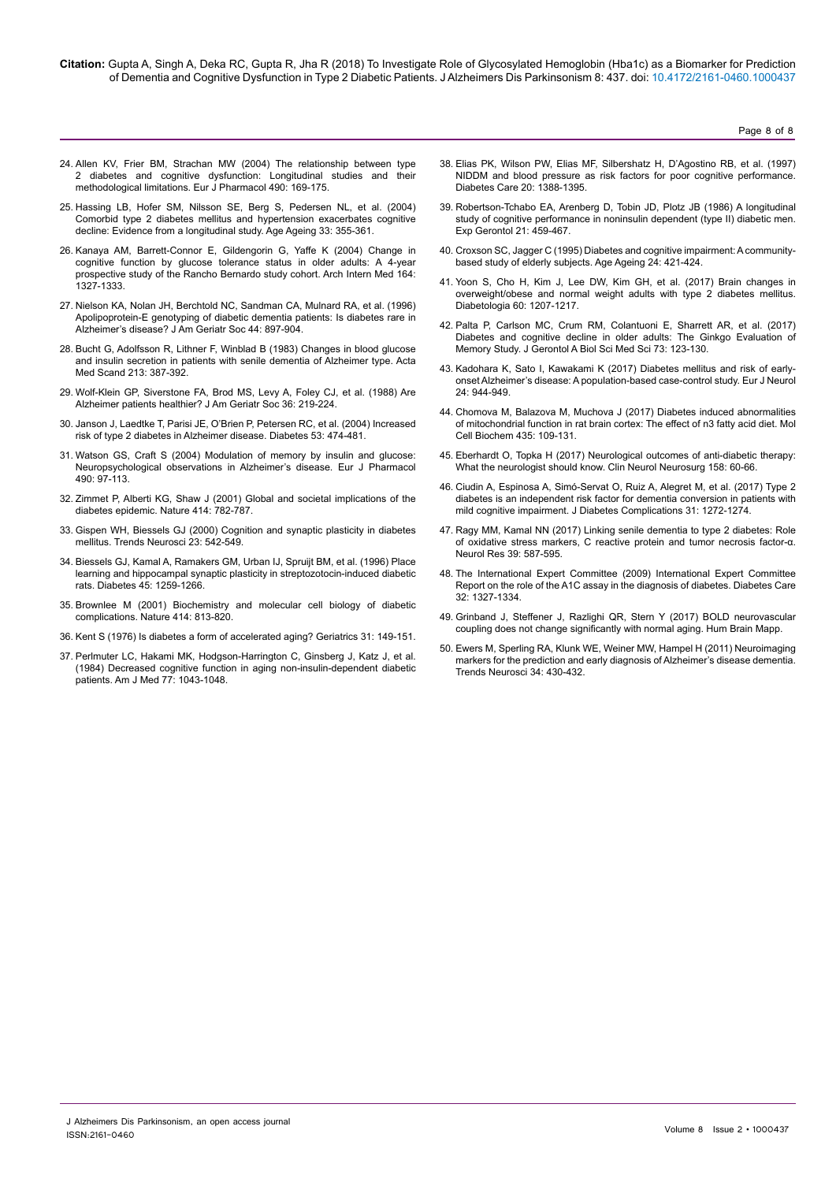24. Allen KV, Frier BM, Strachan MW (2004) The relationship between type 2 diabetes and cognitive dysfunction: Longitudinal studies and their methodological limitations. Eur J Pharmacol 490: 169-175.
25. Hassing LB, Hofer SM, Nilsson SE, Berg S, Pedersen NL, et al. (2004) Comorbid type 2 diabetes mellitus and hypertension exacerbates cognitive decline: Evidence from a longitudinal study. Age Ageing 33: 355-361.
26. Kanaya AM, Barrett-Connor E, Gildengorin G, Yaffe K (2004) Change in cognitive function by glucose tolerance status in older adults: A 4-year prospective study of the Rancho Bernardo study cohort. Arch Intern Med 164: 1327-1333.
27. Nielson KA, Nolan JH, Berchtold NC, Sandman CA, Mulnard RA, et al. (1996) Apolipoprotein-E genotyping of diabetic dementia patients: Is diabetes rare in Alzheimer's disease? J Am Geriatr Soc 44: 897-904.
28. Bucht G, Adolfsson R, Lithner F, Winblad B (1983) Changes in blood glucose and insulin secretion in patients with senile dementia of Alzheimer type. Acta Med Scand 213: 387-392.
29. Wolf-Klein GP, Siverstone FA, Brod MS, Levy A, Foley CJ, et al. (1988) Are Alzheimer patients healthier? J Am Geriatr Soc 36: 219-224.
30. Janson J, Laedtke T, Parisi JE, O'Brien P, Petersen RC, et al. (2004) Increased risk of type 2 diabetes in Alzheimer disease. Diabetes 53: 474-481.
31. Watson GS, Craft S (2004) Modulation of memory by insulin and glucose: Neuropsychological observations in Alzheimer's disease. Eur J Pharmacol 490: 97-113.
32. Zimmet P, Alberti KG, Shaw J (2001) Global and societal implications of the diabetes epidemic. Nature 414: 782-787.
33. Gispen WH, Biessels GJ (2000) Cognition and synaptic plasticity in diabetes mellitus. Trends Neurosci 23: 542-549.
34. Biessels GJ, Kamal A, Ramakers GM, Urban IJ, Spruijt BM, et al. (1996) Place learning and hippocampal synaptic plasticity in streptozotocin-induced diabetic rats. Diabetes 45: 1259-1266.
35. Brownlee M (2001) Biochemistry and molecular cell biology of diabetic complications. Nature 414: 813-820.
36. Kent S (1976) Is diabetes a form of accelerated aging? Geriatrics 31: 149-151.
37. Perlmuter LC, Hakami MK, Hodgson-Harrington C, Ginsberg J, Katz J, et al. (1984) Decreased cognitive function in aging non-insulin-dependent diabetic patients. Am J Med 77: 1043-1048.
38. Elias PK, Wilson PW, Elias MF, Silbershatz H, D'Agostino RB, et al. (1997) NIDDM and blood pressure as risk factors for poor cognitive performance. Diabetes Care 20: 1388-1395.
39. Robertson-Tchabo EA, Arenberg D, Tobin JD, Plotz JB (1986) A longitudinal study of cognitive performance in noninsulin dependent (type II) diabetic men. Exp Gerontol 21: 459-467.
40. Croxson SC, Jagger C (1995) Diabetes and cognitive impairment: A community-based study of elderly subjects. Age Ageing 24: 421-424.
41. Yoon S, Cho H, Kim J, Lee DW, Kim GH, et al. (2017) Brain changes in overweight/obese and normal weight adults with type 2 diabetes mellitus. Diabetologia 60: 1207-1217.
42. Palta P, Carlson MC, Crum RM, Colantuoni E, Sharrett AR, et al. (2017) Diabetes and cognitive decline in older adults: The Ginkgo Evaluation of Memory Study. J Gerontol A Biol Sci Med Sci 73: 123-130.
43. Kadohara K, Sato I, Kawakami K (2017) Diabetes mellitus and risk of early-onset Alzheimer's disease: A population-based case-control study. Eur J Neurol 24: 944-949.
44. Chomova M, Balazova M, Muchova J (2017) Diabetes induced abnormalities of mitochondrial function in rat brain cortex: The effect of n3 fatty acid diet. Mol Cell Biochem 435: 109-131.
45. Eberhardt O, Topka H (2017) Neurological outcomes of anti-diabetic therapy: What the neurologist should know. Clin Neurol Neurosurg 158: 60-66.
46. Ciudin A, Espinosa A, Simó-Servat O, Ruiz A, Alegret M, et al. (2017) Type 2 diabetes is an independent risk factor for dementia conversion in patients with mild cognitive impairment. J Diabetes Complications 31: 1272-1274.
47. Ragy MM, Kamal NN (2017) Linking senile dementia to type 2 diabetes: Role of oxidative stress markers, C reactive protein and tumor necrosis factor-α. Neurol Res 39: 587-595.
48. The International Expert Committee (2009) International Expert Committee Report on the role of the A1C assay in the diagnosis of diabetes. Diabetes Care 32: 1327-1334.
49. Grinband J, Steffener J, Razlighi QR, Stern Y (2017) BOLD neurovascular coupling does not change significantly with normal aging. Hum Brain Mapp.
50. Ewers M, Sperling RA, Klunk WE, Weiner MW, Hampel H (2011) Neuroimaging markers for the prediction and early diagnosis of Alzheimer's disease dementia. Trends Neurosci 34: 430-432.